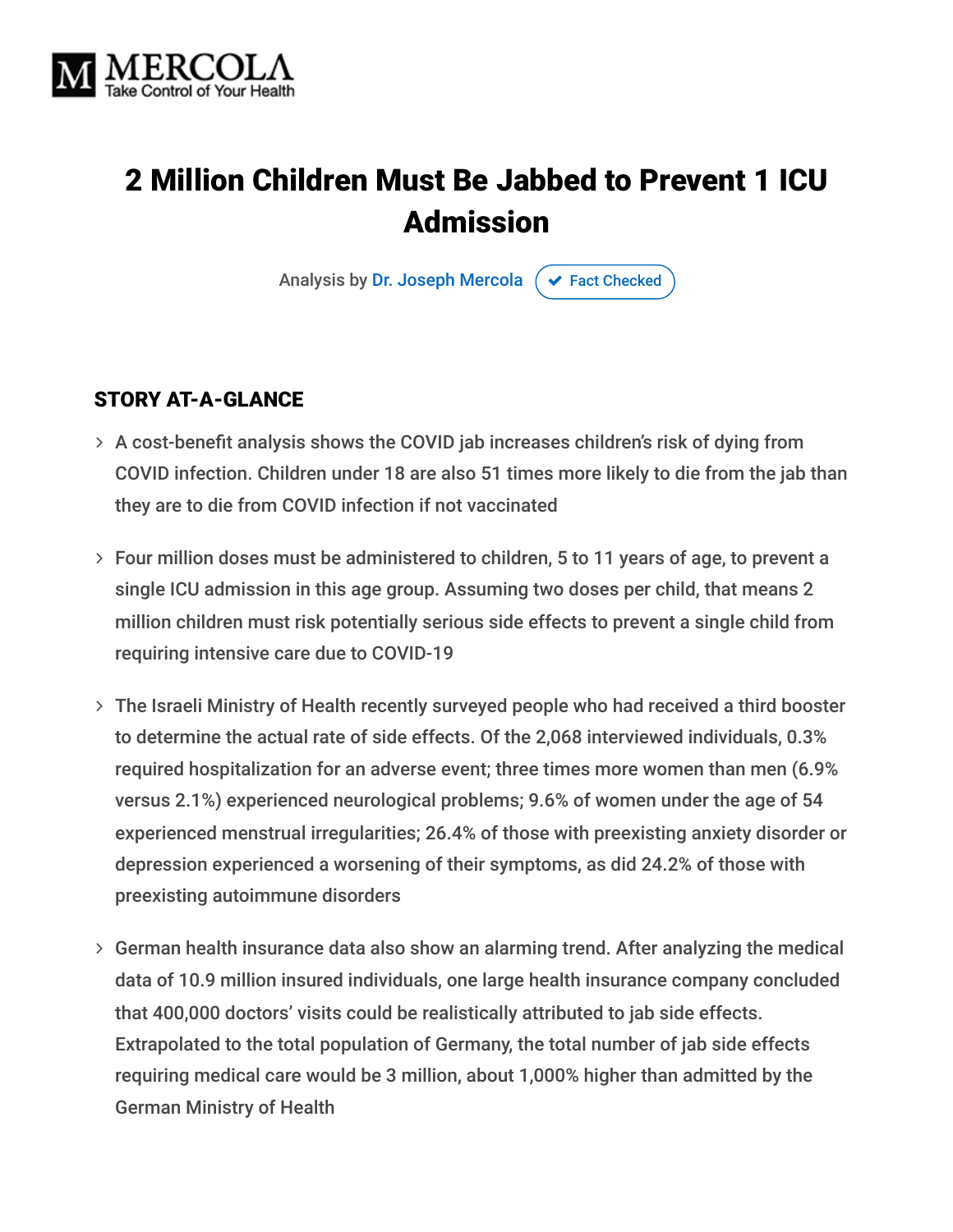MERCOLA
Take Control of Your Health

# 2 Million Children Must Be Jabbed to Prevent 1 ICU Admission

Analysis by Dr. Joseph Mercola  Fact Checked

## STORY AT-A-GLANCE

- A cost-benefit analysis shows the COVID jab increases children's risk of dying from COVID infection. Children under 18 are also 51 times more likely to die from the jab than they are to die from COVID infection if not vaccinated
- Four million doses must be administered to children, 5 to 11 years of age, to prevent a single ICU admission in this age group. Assuming two doses per child, that means 2 million children must risk potentially serious side effects to prevent a single child from requiring intensive care due to COVID-19
- The Israeli Ministry of Health recently surveyed people who had received a third booster to determine the actual rate of side effects. Of the 2,068 interviewed individuals, 0.3% required hospitalization for an adverse event; three times more women than men (6.9% versus 2.1%) experienced neurological problems; 9.6% of women under the age of 54 experienced menstrual irregularities; 26.4% of those with preexisting anxiety disorder or depression experienced a worsening of their symptoms, as did 24.2% of those with preexisting autoimmune disorders
- German health insurance data also show an alarming trend. After analyzing the medical data of 10.9 million insured individuals, one large health insurance company concluded that 400,000 doctors' visits could be realistically attributed to jab side effects. Extrapolated to the total population of Germany, the total number of jab side effects requiring medical care would be 3 million, about 1,000% higher than admitted by the German Ministry of Health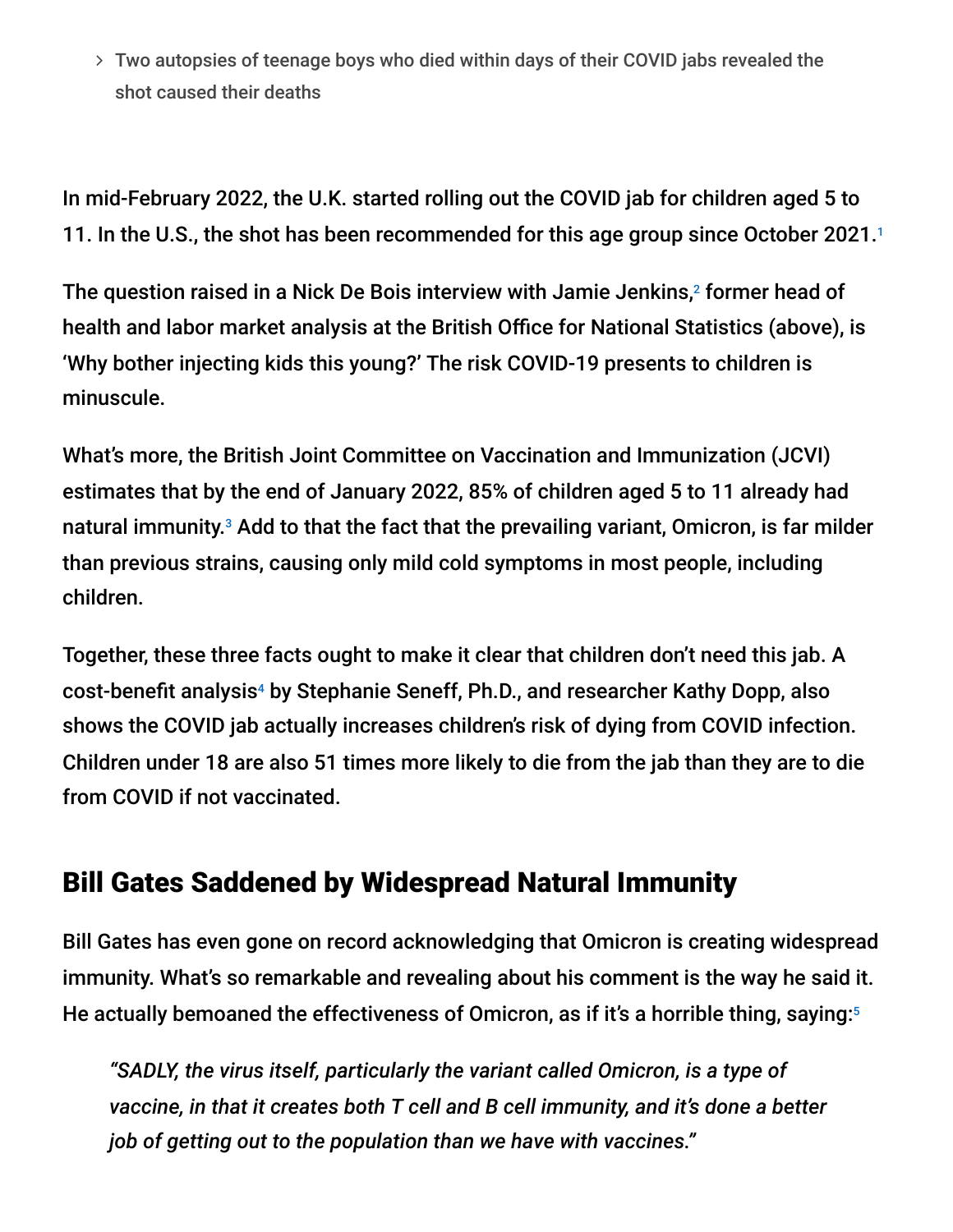> Two autopsies of teenage boys who died within days of their COVID jabs revealed the shot caused their deaths

In mid-February 2022, the U.K. started rolling out the COVID jab for children aged 5 to 11. In the U.S., the shot has been recommended for this age group since October 2021.[1]

The question raised in a Nick De Bois interview with Jamie Jenkins,[2] former head of health and labor market analysis at the British Office for National Statistics (above), is 'Why bother injecting kids this young?' The risk COVID-19 presents to children is minuscule.

What's more, the British Joint Committee on Vaccination and Immunization (JCVI) estimates that by the end of January 2022, 85% of children aged 5 to 11 already had natural immunity.[3] Add to that the fact that the prevailing variant, Omicron, is far milder than previous strains, causing only mild cold symptoms in most people, including children.

Together, these three facts ought to make it clear that children don't need this jab. A cost-benefit analysis[4] by Stephanie Seneff, Ph.D., and researcher Kathy Dopp, also shows the COVID jab actually increases children's risk of dying from COVID infection. Children under 18 are also 51 times more likely to die from the jab than they are to die from COVID if not vaccinated.

## Bill Gates Saddened by Widespread Natural Immunity

Bill Gates has even gone on record acknowledging that Omicron is creating widespread immunity. What's so remarkable and revealing about his comment is the way he said it. He actually bemoaned the effectiveness of Omicron, as if it's a horrible thing, saying:[5]

> *"SADLY, the virus itself, particularly the variant called Omicron, is a type of vaccine, in that it creates both T cell and B cell immunity, and it's done a better job of getting out to the population than we have with vaccines."*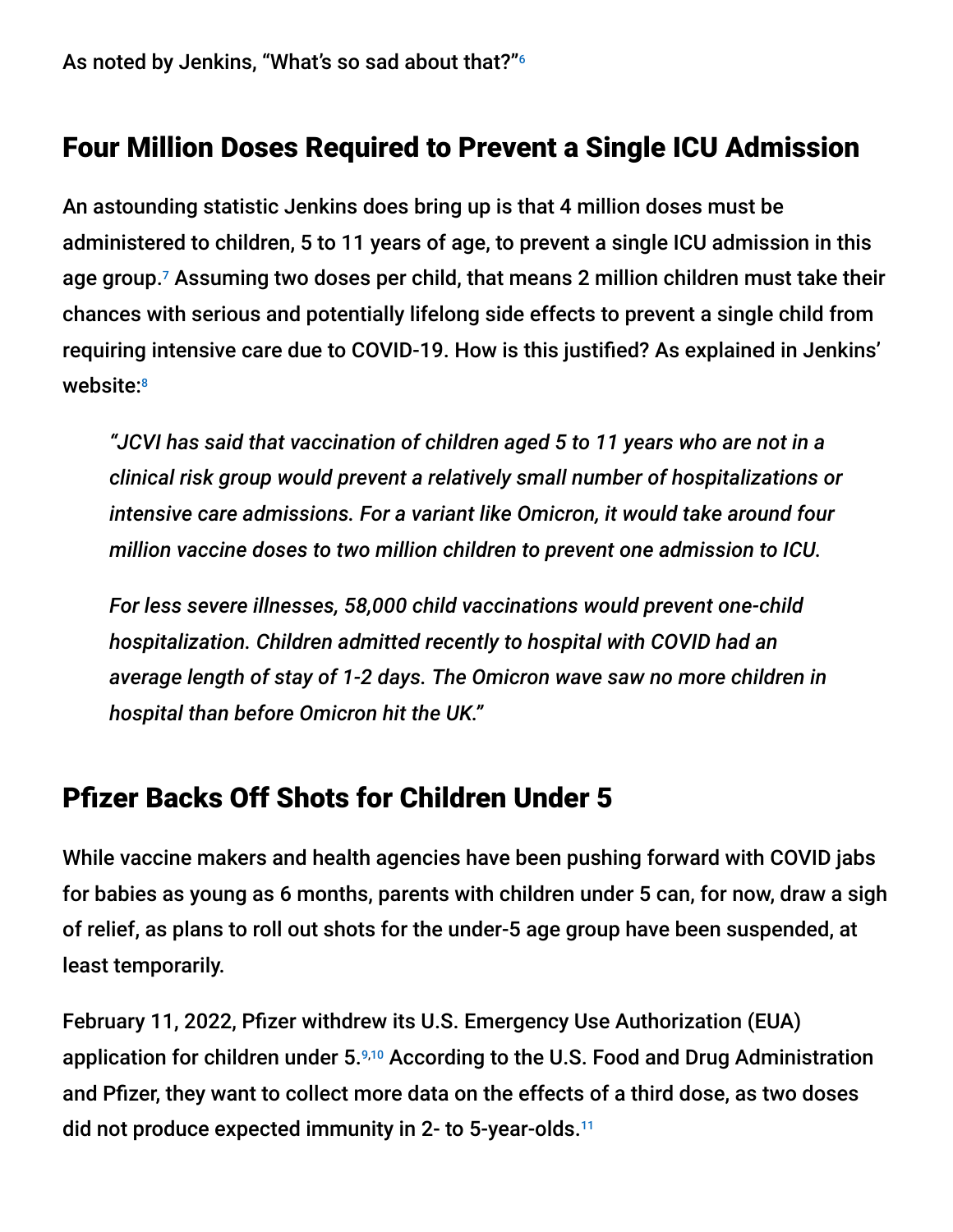As noted by Jenkins, "What's so sad about that?"[6]

## Four Million Doses Required to Prevent a Single ICU Admission

An astounding statistic Jenkins does bring up is that 4 million doses must be administered to children, 5 to 11 years of age, to prevent a single ICU admission in this age group.[7] Assuming two doses per child, that means 2 million children must take their chances with serious and potentially lifelong side effects to prevent a single child from requiring intensive care due to COVID-19. How is this justified? As explained in Jenkins' website:[8]

> *"JCVI has said that vaccination of children aged 5 to 11 years who are not in a clinical risk group would prevent a relatively small number of hospitalizations or intensive care admissions. For a variant like Omicron, it would take around four million vaccine doses to two million children to prevent one admission to ICU.*
>
> *For less severe illnesses, 58,000 child vaccinations would prevent one-child hospitalization. Children admitted recently to hospital with COVID had an average length of stay of 1-2 days. The Omicron wave saw no more children in hospital than before Omicron hit the UK."*

## Pfizer Backs Off Shots for Children Under 5

While vaccine makers and health agencies have been pushing forward with COVID jabs for babies as young as 6 months, parents with children under 5 can, for now, draw a sigh of relief, as plans to roll out shots for the under-5 age group have been suspended, at least temporarily.

February 11, 2022, Pfizer withdrew its U.S. Emergency Use Authorization (EUA) application for children under 5.[9,10] According to the U.S. Food and Drug Administration and Pfizer, they want to collect more data on the effects of a third dose, as two doses did not produce expected immunity in 2- to 5-year-olds.[11]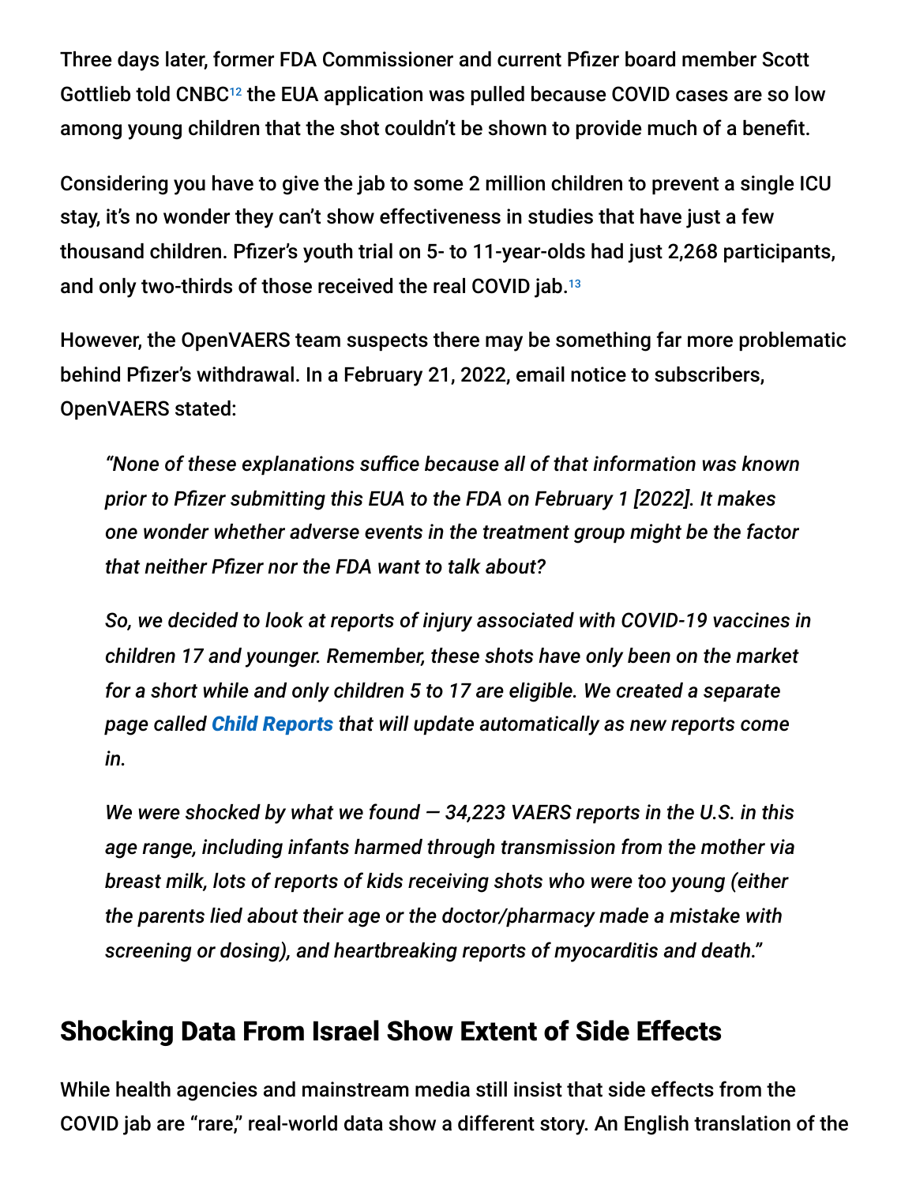Three days later, former FDA Commissioner and current Pfizer board member Scott Gottlieb told CNBC[12] the EUA application was pulled because COVID cases are so low among young children that the shot couldn't be shown to provide much of a benefit.

Considering you have to give the jab to some 2 million children to prevent a single ICU stay, it's no wonder they can't show effectiveness in studies that have just a few thousand children. Pfizer's youth trial on 5- to 11-year-olds had just 2,268 participants, and only two-thirds of those received the real COVID jab.[13]

However, the OpenVAERS team suspects there may be something far more problematic behind Pfizer's withdrawal. In a February 21, 2022, email notice to subscribers, OpenVAERS stated:

> *"None of these explanations suffice because all of that information was known prior to Pfizer submitting this EUA to the FDA on February 1 [2022]. It makes one wonder whether adverse events in the treatment group might be the factor that neither Pfizer nor the FDA want to talk about?*
>
> *So, we decided to look at reports of injury associated with COVID-19 vaccines in children 17 and younger. Remember, these shots have only been on the market for a short while and only children 5 to 17 are eligible. We created a separate page called **Child Reports** that will update automatically as new reports come in.*
>
> *We were shocked by what we found — 34,223 VAERS reports in the U.S. in this age range, including infants harmed through transmission from the mother via breast milk, lots of reports of kids receiving shots who were too young (either the parents lied about their age or the doctor/pharmacy made a mistake with screening or dosing), and heartbreaking reports of myocarditis and death."*

## Shocking Data From Israel Show Extent of Side Effects

While health agencies and mainstream media still insist that side effects from the COVID jab are "rare," real-world data show a different story. An English translation of the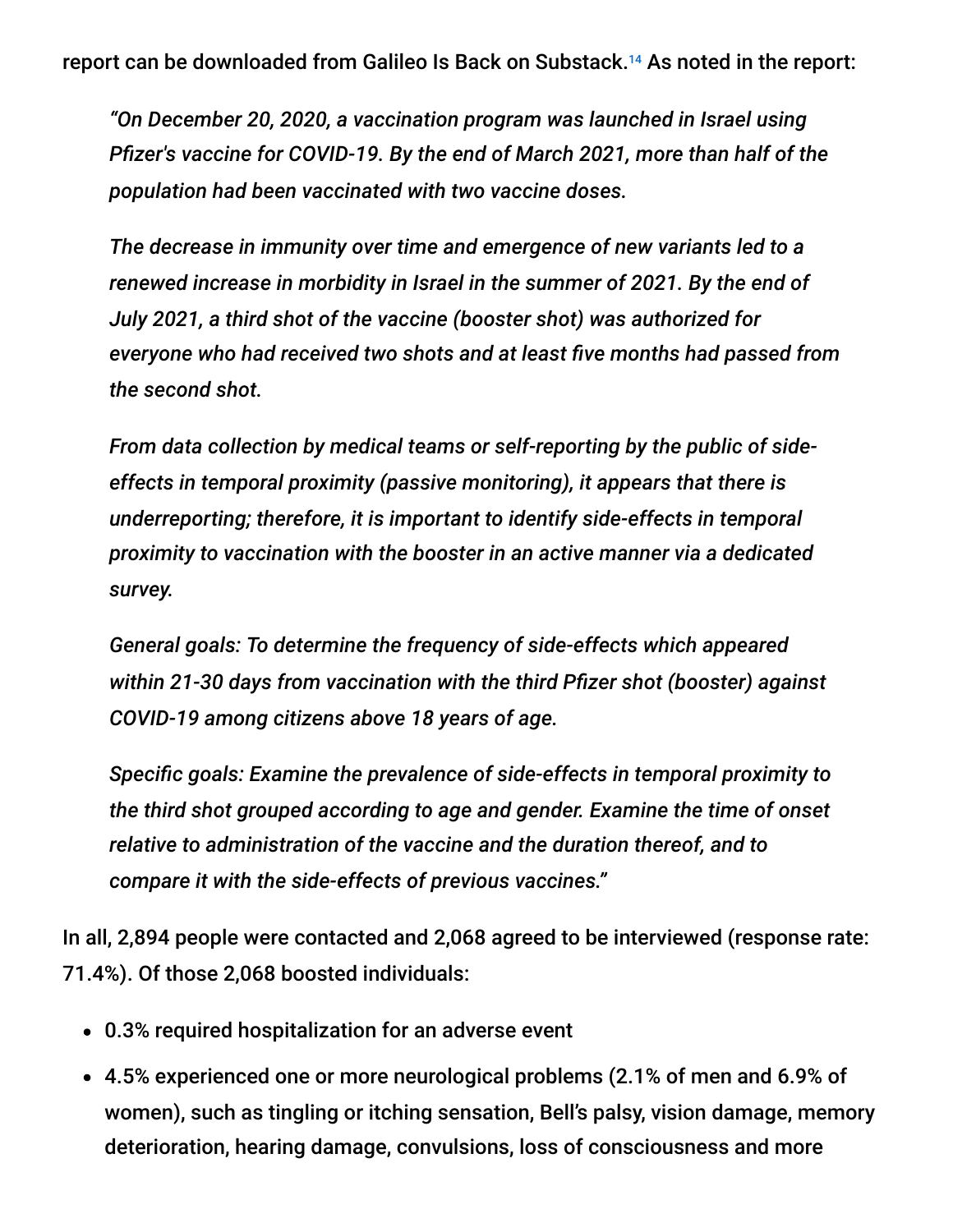report can be downloaded from Galileo Is Back on Substack.[14] As noted in the report:

> *"On December 20, 2020, a vaccination program was launched in Israel using Pfizer's vaccine for COVID-19. By the end of March 2021, more than half of the population had been vaccinated with two vaccine doses.*
>
> *The decrease in immunity over time and emergence of new variants led to a renewed increase in morbidity in Israel in the summer of 2021. By the end of July 2021, a third shot of the vaccine (booster shot) was authorized for everyone who had received two shots and at least five months had passed from the second shot.*
>
> *From data collection by medical teams or self-reporting by the public of side-effects in temporal proximity (passive monitoring), it appears that there is underreporting; therefore, it is important to identify side-effects in temporal proximity to vaccination with the booster in an active manner via a dedicated survey.*
>
> *General goals: To determine the frequency of side-effects which appeared within 21-30 days from vaccination with the third Pfizer shot (booster) against COVID-19 among citizens above 18 years of age.*
>
> *Specific goals: Examine the prevalence of side-effects in temporal proximity to the third shot grouped according to age and gender. Examine the time of onset relative to administration of the vaccine and the duration thereof, and to compare it with the side-effects of previous vaccines."*

In all, 2,894 people were contacted and 2,068 agreed to be interviewed (response rate: 71.4%). Of those 2,068 boosted individuals:

- 0.3% required hospitalization for an adverse event
- 4.5% experienced one or more neurological problems (2.1% of men and 6.9% of women), such as tingling or itching sensation, Bell's palsy, vision damage, memory deterioration, hearing damage, convulsions, loss of consciousness and more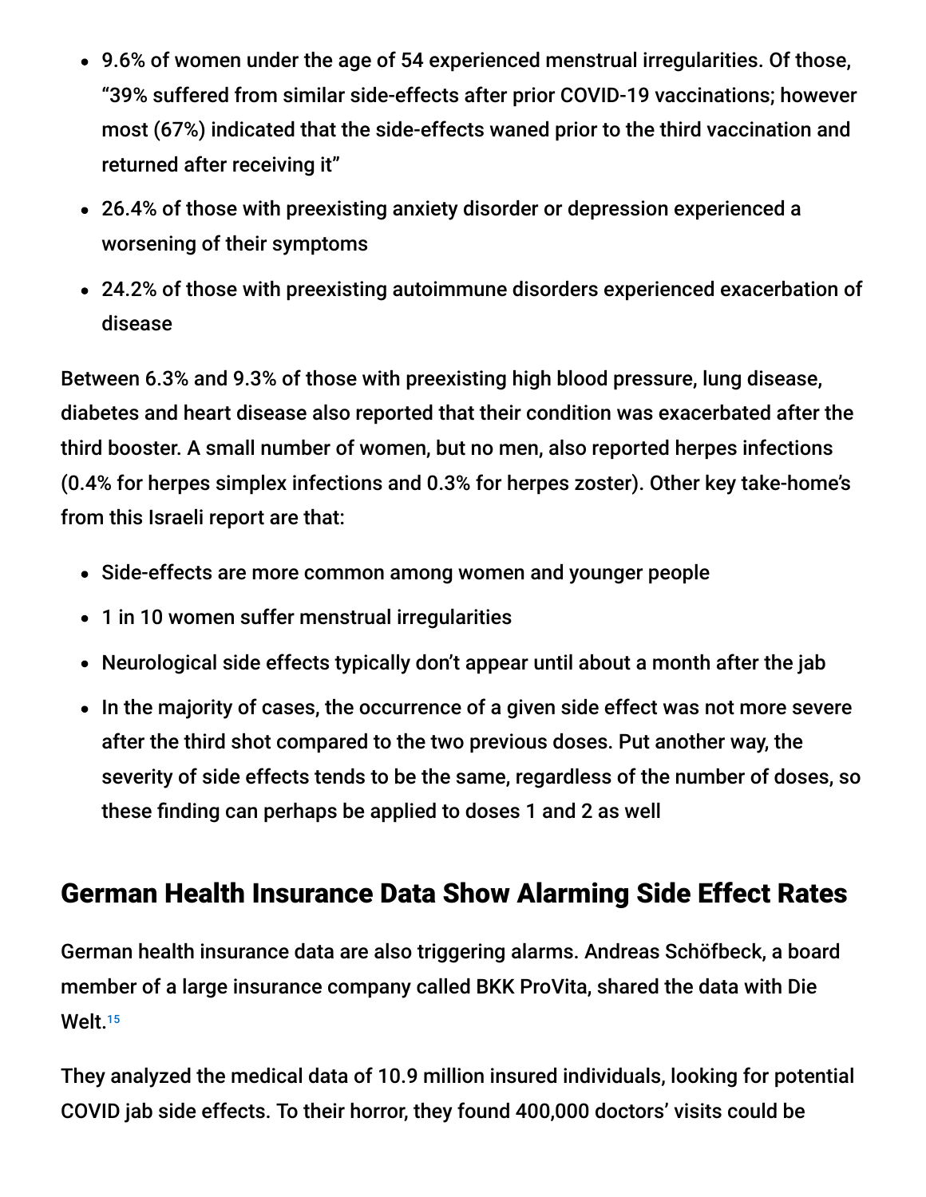- 9.6% of women under the age of 54 experienced menstrual irregularities. Of those, "39% suffered from similar side-effects after prior COVID-19 vaccinations; however most (67%) indicated that the side-effects waned prior to the third vaccination and returned after receiving it"
- 26.4% of those with preexisting anxiety disorder or depression experienced a worsening of their symptoms
- 24.2% of those with preexisting autoimmune disorders experienced exacerbation of disease

Between 6.3% and 9.3% of those with preexisting high blood pressure, lung disease, diabetes and heart disease also reported that their condition was exacerbated after the third booster. A small number of women, but no men, also reported herpes infections (0.4% for herpes simplex infections and 0.3% for herpes zoster). Other key take-home's from this Israeli report are that:

- Side-effects are more common among women and younger people
- 1 in 10 women suffer menstrual irregularities
- Neurological side effects typically don't appear until about a month after the jab
- In the majority of cases, the occurrence of a given side effect was not more severe after the third shot compared to the two previous doses. Put another way, the severity of side effects tends to be the same, regardless of the number of doses, so these finding can perhaps be applied to doses 1 and 2 as well

## German Health Insurance Data Show Alarming Side Effect Rates

German health insurance data are also triggering alarms. Andreas Schöfbeck, a board member of a large insurance company called BKK ProVita, shared the data with Die Welt.[15]

They analyzed the medical data of 10.9 million insured individuals, looking for potential COVID jab side effects. To their horror, they found 400,000 doctors' visits could be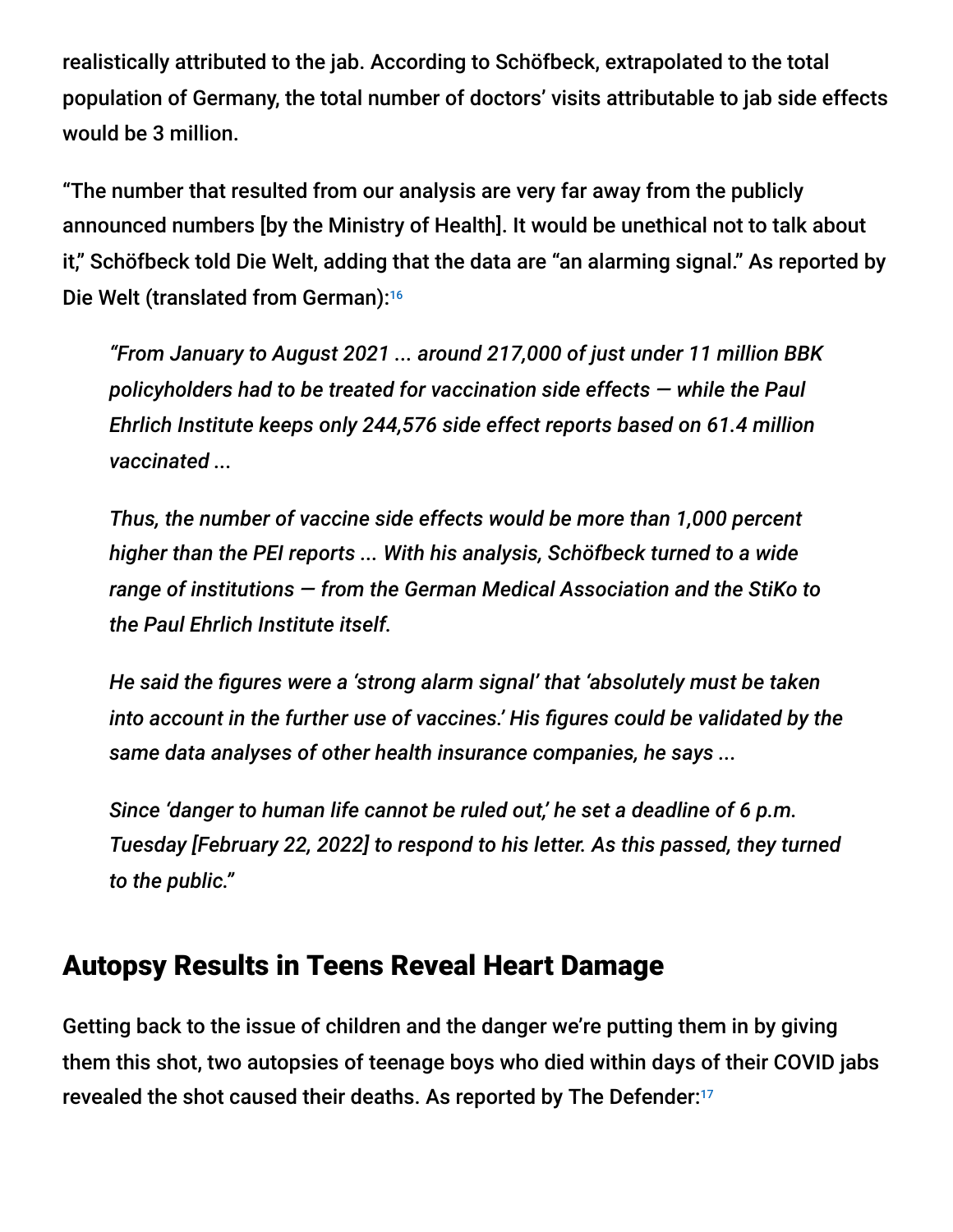realistically attributed to the jab. According to Schöfbeck, extrapolated to the total population of Germany, the total number of doctors' visits attributable to jab side effects would be 3 million.

"The number that resulted from our analysis are very far away from the publicly announced numbers [by the Ministry of Health]. It would be unethical not to talk about it," Schöfbeck told Die Welt, adding that the data are "an alarming signal." As reported by Die Welt (translated from German):[16]

> *"From January to August 2021 ... around 217,000 of just under 11 million BBK policyholders had to be treated for vaccination side effects — while the Paul Ehrlich Institute keeps only 244,576 side effect reports based on 61.4 million vaccinated ...*
>
> *Thus, the number of vaccine side effects would be more than 1,000 percent higher than the PEI reports ... With his analysis, Schöfbeck turned to a wide range of institutions — from the German Medical Association and the StiKo to the Paul Ehrlich Institute itself.*
>
> *He said the figures were a 'strong alarm signal' that 'absolutely must be taken into account in the further use of vaccines.' His figures could be validated by the same data analyses of other health insurance companies, he says ...*
>
> *Since 'danger to human life cannot be ruled out,' he set a deadline of 6 p.m. Tuesday [February 22, 2022] to respond to his letter. As this passed, they turned to the public."*

## Autopsy Results in Teens Reveal Heart Damage

Getting back to the issue of children and the danger we're putting them in by giving them this shot, two autopsies of teenage boys who died within days of their COVID jabs revealed the shot caused their deaths. As reported by The Defender:[17]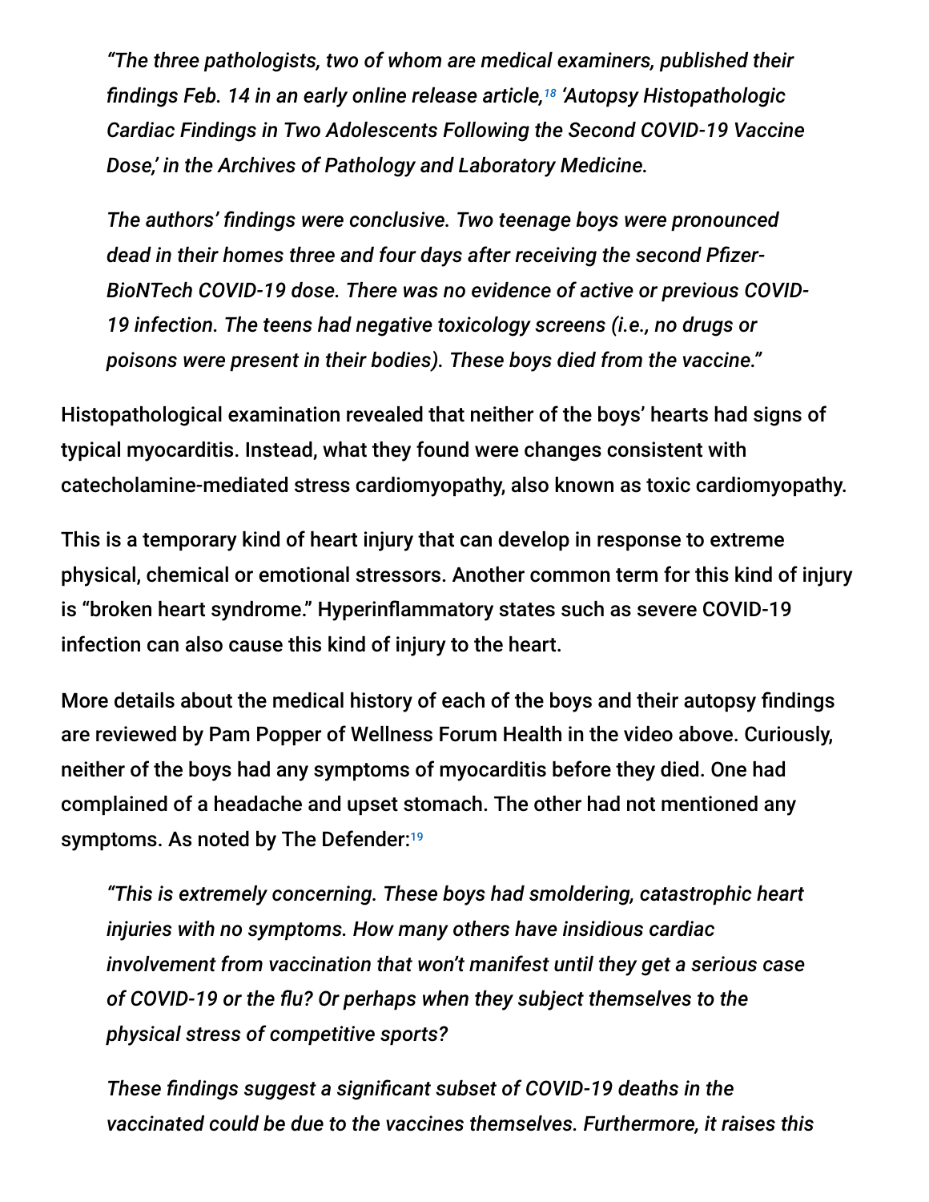*"The three pathologists, two of whom are medical examiners, published their findings Feb. 14 in an early online release article,[18] 'Autopsy Histopathologic Cardiac Findings in Two Adolescents Following the Second COVID-19 Vaccine Dose,' in the Archives of Pathology and Laboratory Medicine.*

*The authors' findings were conclusive. Two teenage boys were pronounced dead in their homes three and four days after receiving the second Pfizer-BioNTech COVID-19 dose. There was no evidence of active or previous COVID-19 infection. The teens had negative toxicology screens (i.e., no drugs or poisons were present in their bodies). These boys died from the vaccine."*

Histopathological examination revealed that neither of the boys' hearts had signs of typical myocarditis. Instead, what they found were changes consistent with catecholamine-mediated stress cardiomyopathy, also known as toxic cardiomyopathy.

This is a temporary kind of heart injury that can develop in response to extreme physical, chemical or emotional stressors. Another common term for this kind of injury is "broken heart syndrome." Hyperinflammatory states such as severe COVID-19 infection can also cause this kind of injury to the heart.

More details about the medical history of each of the boys and their autopsy findings are reviewed by Pam Popper of Wellness Forum Health in the video above. Curiously, neither of the boys had any symptoms of myocarditis before they died. One had complained of a headache and upset stomach. The other had not mentioned any symptoms. As noted by The Defender:[19]

*"This is extremely concerning. These boys had smoldering, catastrophic heart injuries with no symptoms. How many others have insidious cardiac involvement from vaccination that won't manifest until they get a serious case of COVID-19 or the flu? Or perhaps when they subject themselves to the physical stress of competitive sports?*

*These findings suggest a significant subset of COVID-19 deaths in the vaccinated could be due to the vaccines themselves. Furthermore, it raises this*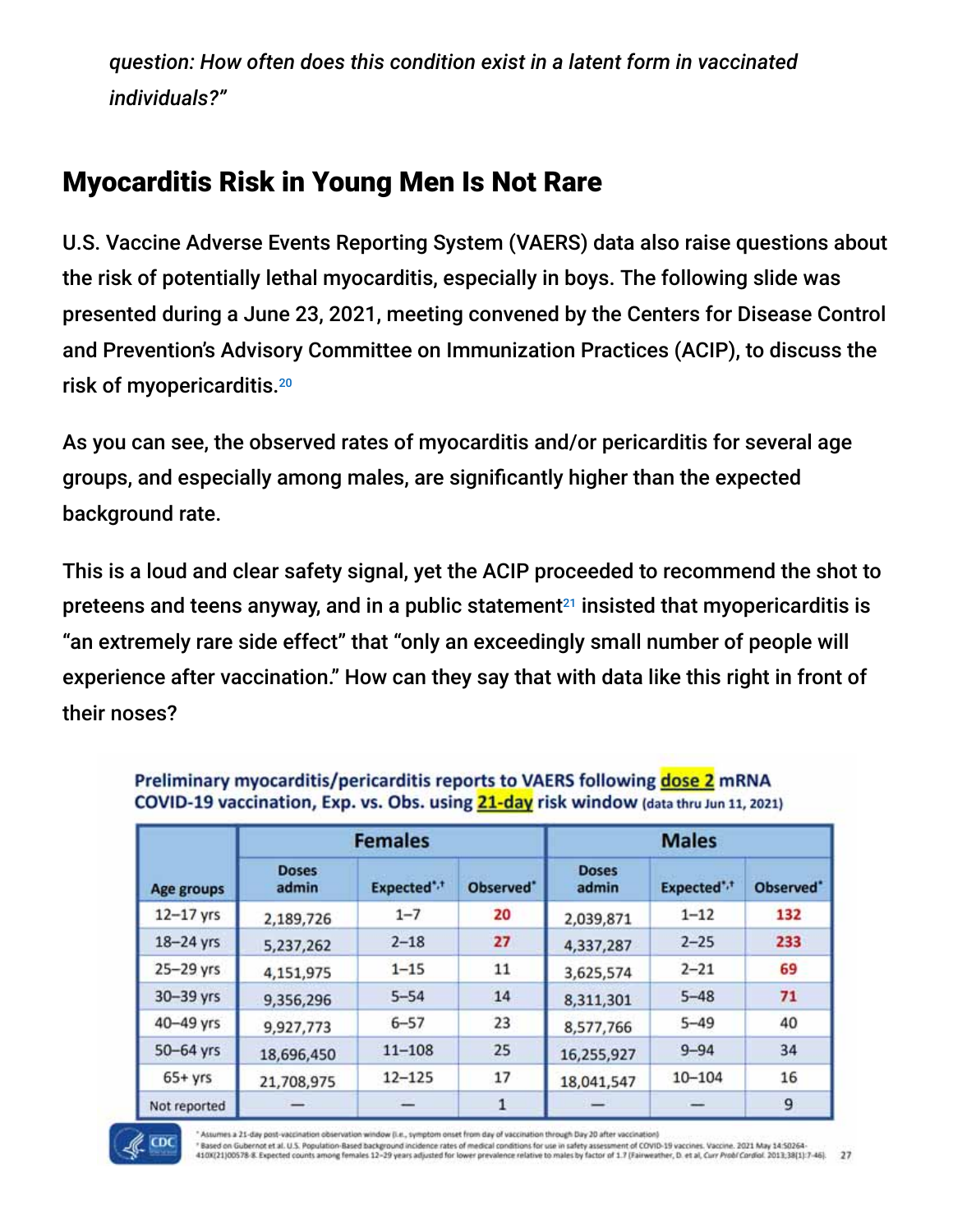*question: How often does this condition exist in a latent form in vaccinated individuals?"*

## Myocarditis Risk in Young Men Is Not Rare

U.S. Vaccine Adverse Events Reporting System (VAERS) data also raise questions about the risk of potentially lethal myocarditis, especially in boys. The following slide was presented during a June 23, 2021, meeting convened by the Centers for Disease Control and Prevention's Advisory Committee on Immunization Practices (ACIP), to discuss the risk of myopericarditis.[20]

As you can see, the observed rates of myocarditis and/or pericarditis for several age groups, and especially among males, are significantly higher than the expected background rate.

This is a loud and clear safety signal, yet the ACIP proceeded to recommend the shot to preteens and teens anyway, and in a public statement[21] insisted that myopericarditis is "an extremely rare side effect" that "only an exceedingly small number of people will experience after vaccination." How can they say that with data like this right in front of their noses?

**Preliminary myocarditis/pericarditis reports to VAERS following dose 2 mRNA COVID-19 vaccination, Exp. vs. Obs. using 21-day risk window** (data thru Jun 11, 2021)

| Age groups | Females | | | Males | | |
|---|---|---|---|---|---|---|
| | Doses admin | Expected*,† | Observed* | Doses admin | Expected*,† | Observed* |
| 12–17 yrs | 2,189,726 | 1–7 | 20 | 2,039,871 | 1–12 | 132 |
| 18–24 yrs | 5,237,262 | 2–18 | 27 | 4,337,287 | 2–25 | 233 |
| 25–29 yrs | 4,151,975 | 1–15 | 11 | 3,625,574 | 2–21 | 69 |
| 30–39 yrs | 9,356,296 | 5–54 | 14 | 8,311,301 | 5–48 | 71 |
| 40–49 yrs | 9,927,773 | 6–57 | 23 | 8,577,766 | 5–49 | 40 |
| 50–64 yrs | 18,696,450 | 11–108 | 25 | 16,255,927 | 9–94 | 34 |
| 65+ yrs | 21,708,975 | 12–125 | 17 | 18,041,547 | 10–104 | 16 |
| Not reported | — | — | 1 | — | — | 9 |

* Assumes a 21-day post-vaccination observation window (i.e., symptom onset from day of vaccination through Day 20 after vaccination)
† Based on Gubernot et al. U.S. Population-Based background incidence rates of medical conditions for use in safety assessment of COVID-19 vaccines. Vaccine. 2021 May 14:S0264-410X(21)00578-8. Expected counts among females 12–29 years adjusted for lower prevalence relative to males by factor of 1.7 (Fairweather, D. et al, Curr Probl Cardiol. 2013;38(1):7-46).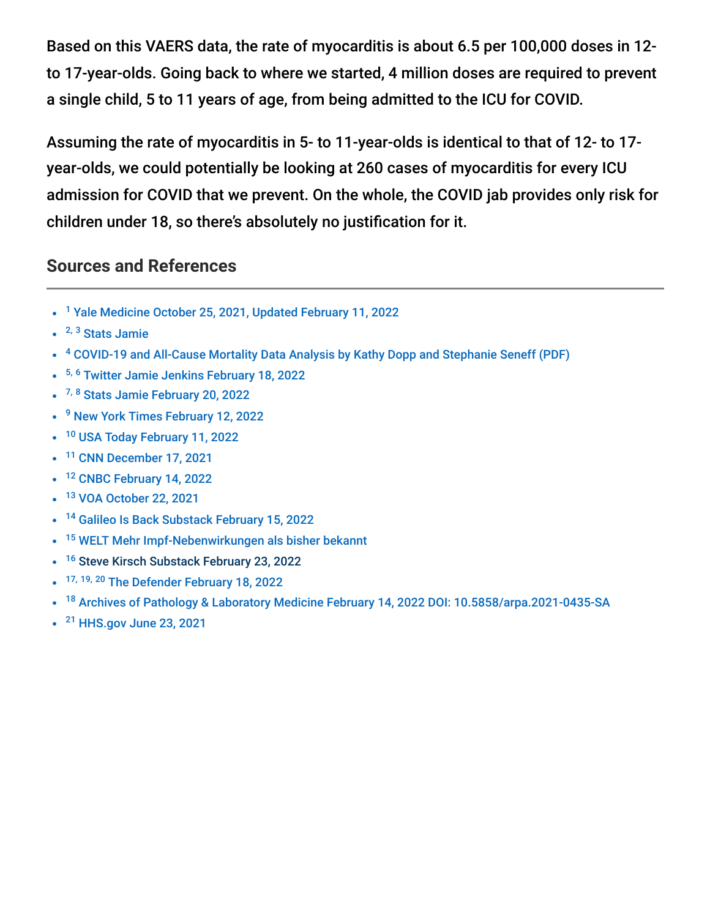Based on this VAERS data, the rate of myocarditis is about 6.5 per 100,000 doses in 12- to 17-year-olds. Going back to where we started, 4 million doses are required to prevent a single child, 5 to 11 years of age, from being admitted to the ICU for COVID.

Assuming the rate of myocarditis in 5- to 11-year-olds is identical to that of 12- to 17-year-olds, we could potentially be looking at 260 cases of myocarditis for every ICU admission for COVID that we prevent. On the whole, the COVID jab provides only risk for children under 18, so there's absolutely no justification for it.

## Sources and References

- [1] Yale Medicine October 25, 2021, Updated February 11, 2022
- [2, 3] Stats Jamie
- [4] COVID-19 and All-Cause Mortality Data Analysis by Kathy Dopp and Stephanie Seneff (PDF)
- [5, 6] Twitter Jamie Jenkins February 18, 2022
- [7, 8] Stats Jamie February 20, 2022
- [9] New York Times February 12, 2022
- [10] USA Today February 11, 2022
- [11] CNN December 17, 2021
- [12] CNBC February 14, 2022
- [13] VOA October 22, 2021
- [14] Galileo Is Back Substack February 15, 2022
- [15] WELT Mehr Impf-Nebenwirkungen als bisher bekannt
- [16] Steve Kirsch Substack February 23, 2022
- [17, 19, 20] The Defender February 18, 2022
- [18] Archives of Pathology & Laboratory Medicine February 14, 2022 DOI: 10.5858/arpa.2021-0435-SA
- [21] HHS.gov June 23, 2021